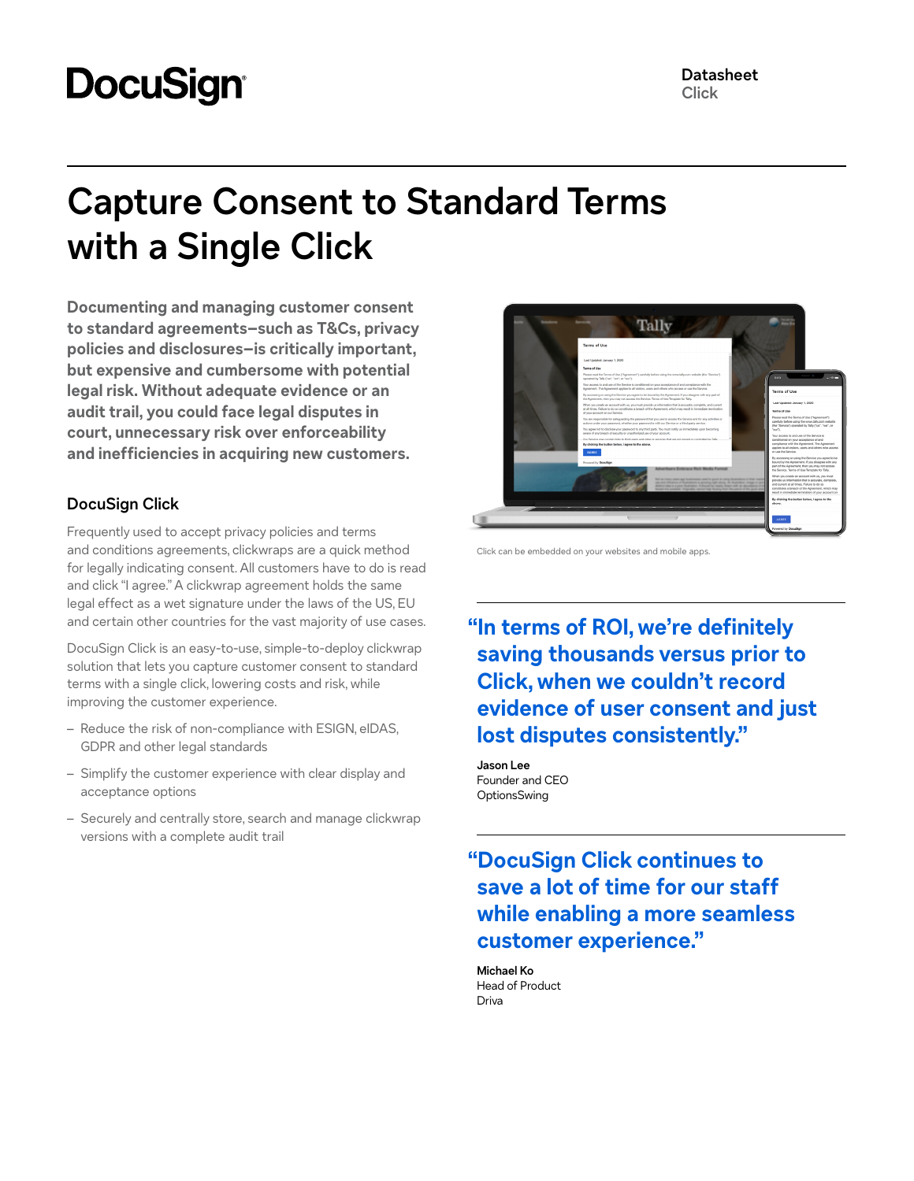DocuSign

**Datasheet**
Click

# Capture Consent to Standard Terms with a Single Click

**Documenting and managing customer consent to standard agreements—such as T&Cs, privacy policies and disclosures—is critically important, but expensive and cumbersome with potential legal risk. Without adequate evidence or an audit trail, you could face legal disputes in court, unnecessary risk over enforceability and inefficiencies in acquiring new customers.**

## DocuSign Click

Frequently used to accept privacy policies and terms and conditions agreements, clickwraps are a quick method for legally indicating consent. All customers have to do is read and click "I agree." A clickwrap agreement holds the same legal effect as a wet signature under the laws of the US, EU and certain other countries for the vast majority of use cases.

DocuSign Click is an easy-to-use, simple-to-deploy clickwrap solution that lets you capture customer consent to standard terms with a single click, lowering costs and risk, while improving the customer experience.

- Reduce the risk of non-compliance with ESIGN, eIDAS, GDPR and other legal standards
- Simplify the customer experience with clear display and acceptance options
- Securely and centrally store, search and manage clickwrap versions with a complete audit trail

Click can be embedded on your websites and mobile apps.

**"In terms of ROI, we're definitely saving thousands versus prior to Click, when we couldn't record evidence of user consent and just lost disputes consistently."**

**Jason Lee**
Founder and CEO
OptionsSwing

**"DocuSign Click continues to save a lot of time for our staff while enabling a more seamless customer experience."**

**Michael Ko**
Head of Product
Driva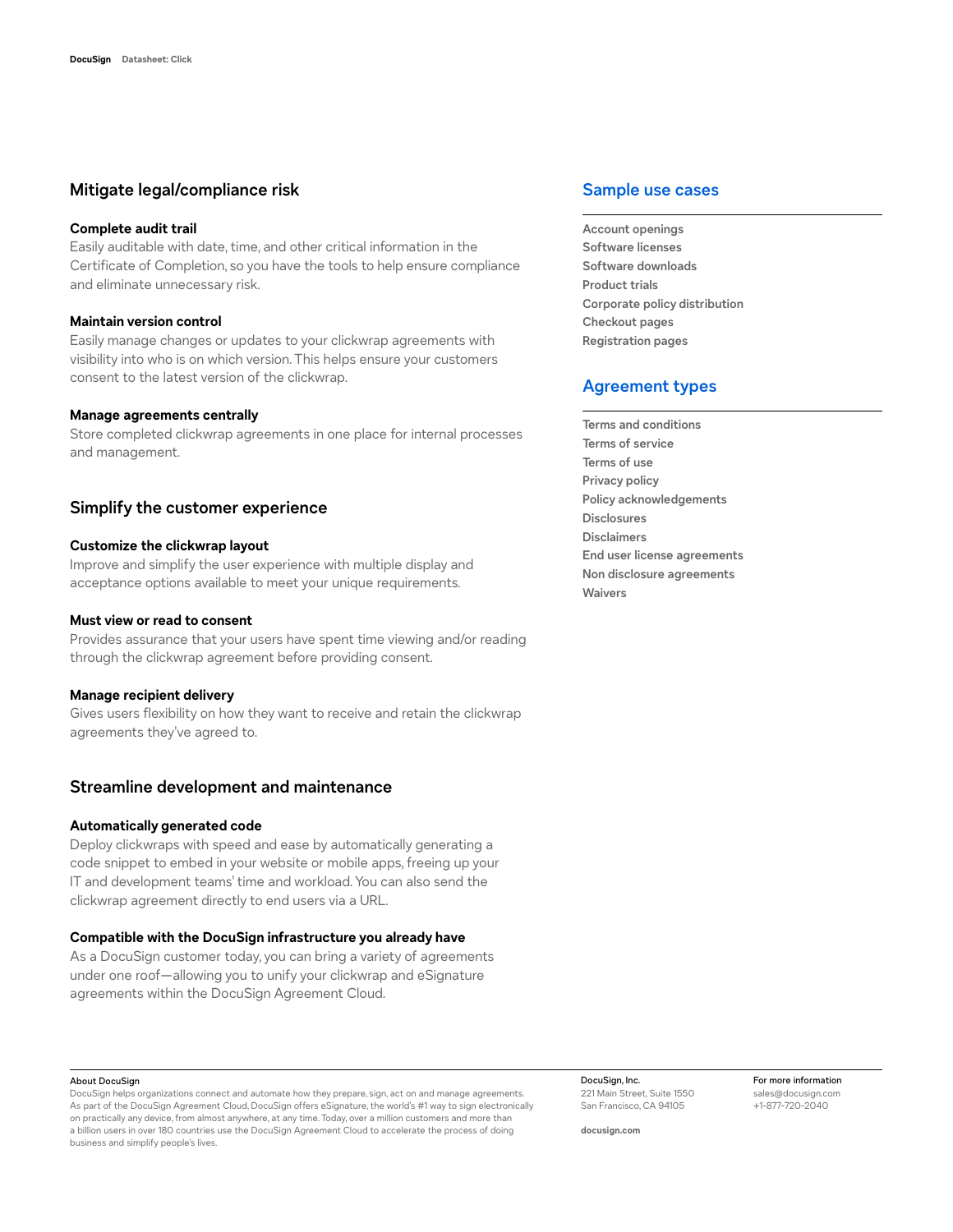## Mitigate legal/compliance risk

**Complete audit trail**
Easily auditable with date, time, and other critical information in the Certificate of Completion, so you have the tools to help ensure compliance and eliminate unnecessary risk.

**Maintain version control**
Easily manage changes or updates to your clickwrap agreements with visibility into who is on which version. This helps ensure your customers consent to the latest version of the clickwrap.

**Manage agreements centrally**
Store completed clickwrap agreements in one place for internal processes and management.

## Simplify the customer experience

**Customize the clickwrap layout**
Improve and simplify the user experience with multiple display and acceptance options available to meet your unique requirements.

**Must view or read to consent**
Provides assurance that your users have spent time viewing and/or reading through the clickwrap agreement before providing consent.

**Manage recipient delivery**
Gives users flexibility on how they want to receive and retain the clickwrap agreements they've agreed to.

## Streamline development and maintenance

**Automatically generated code**
Deploy clickwraps with speed and ease by automatically generating a code snippet to embed in your website or mobile apps, freeing up your IT and development teams' time and workload. You can also send the clickwrap agreement directly to end users via a URL.

**Compatible with the DocuSign infrastructure you already have**
As a DocuSign customer today, you can bring a variety of agreements under one roof—allowing you to unify your clickwrap and eSignature agreements within the DocuSign Agreement Cloud.

## Sample use cases

- Account openings
- Software licenses
- Software downloads
- Product trials
- Corporate policy distribution
- Checkout pages
- Registration pages

## Agreement types

- Terms and conditions
- Terms of service
- Terms of use
- Privacy policy
- Policy acknowledgements
- Disclosures
- Disclaimers
- End user license agreements
- Non disclosure agreements
- Waivers

**About DocuSign**
DocuSign helps organizations connect and automate how they prepare, sign, act on and manage agreements. As part of the DocuSign Agreement Cloud, DocuSign offers eSignature, the world's #1 way to sign electronically on practically any device, from almost anywhere, at any time. Today, over a million customers and more than a billion users in over 180 countries use the DocuSign Agreement Cloud to accelerate the process of doing business and simplify people's lives.

**DocuSign, Inc.**
221 Main Street, Suite 1550
San Francisco, CA 94105

**docusign.com**

**For more information**
sales@docusign.com
+1-877-720-2040